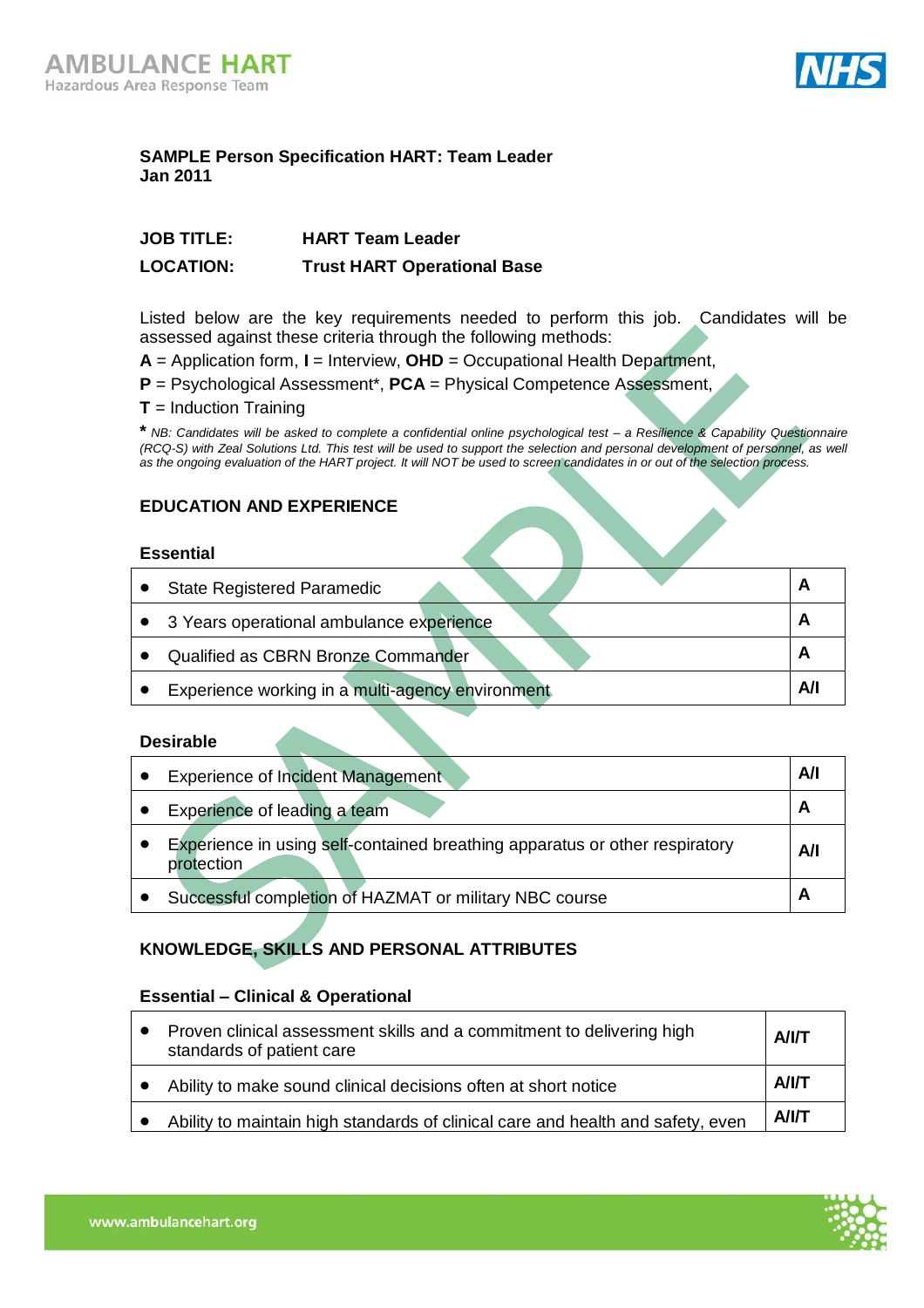**SAMPLE Person Specification HART: Team Leader**
**Jan 2011**

| | |
|---|---|
| **JOB TITLE:** | **HART Team Leader** |
| **LOCATION:** | **Trust HART Operational Base** |

Listed below are the key requirements needed to perform this job. Candidates will be assessed against these criteria through the following methods:

**A** = Application form, **I** = Interview, **OHD** = Occupational Health Department,
**P** = Psychological Assessment*, **PCA** = Physical Competence Assessment,
**T** = Induction Training

*** ***NB: Candidates will be asked to complete a confidential online psychological test – a Resilience & Capability Questionnaire (RCQ-S) with Zeal Solutions Ltd. This test will be used to support the selection and personal development of personnel, as well as the ongoing evaluation of the HART project. It will NOT be used to screen candidates in or out of the selection process.*

## EDUCATION AND EXPERIENCE

### Essential

| Requirement | Method |
|---|---|
| • State Registered Paramedic | **A** |
| • 3 Years operational ambulance experience | **A** |
| • Qualified as CBRN Bronze Commander | **A** |
| • Experience working in a multi-agency environment | **A/I** |

### Desirable

| Requirement | Method |
|---|---|
| • Experience of Incident Management | **A/I** |
| • Experience of leading a team | **A** |
| • Experience in using self-contained breathing apparatus or other respiratory protection | **A/I** |
| • Successful completion of HAZMAT or military NBC course | **A** |

## KNOWLEDGE, SKILLS AND PERSONAL ATTRIBUTES

### Essential – Clinical & Operational

| Requirement | Method |
|---|---|
| • Proven clinical assessment skills and a commitment to delivering high standards of patient care | **A/I/T** |
| • Ability to make sound clinical decisions often at short notice | **A/I/T** |
| • Ability to maintain high standards of clinical care and health and safety, even | **A/I/T** |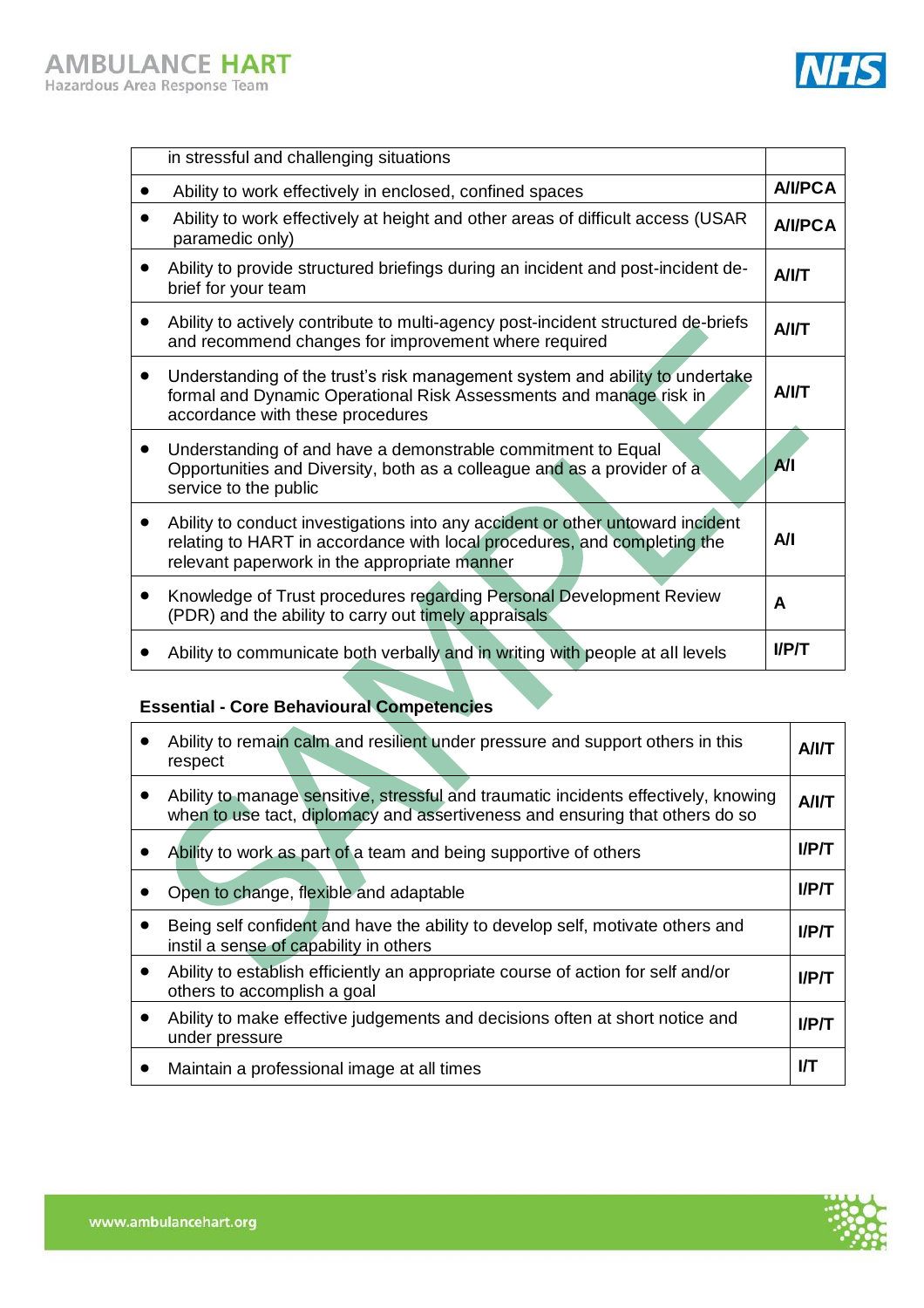| | |
|---|---|
| in stressful and challenging situations | |
| • Ability to work effectively in enclosed, confined spaces | A/I/PCA |
| • Ability to work effectively at height and other areas of difficult access (USAR paramedic only) | A/I/PCA |
| • Ability to provide structured briefings during an incident and post-incident de-brief for your team | A/I/T |
| • Ability to actively contribute to multi-agency post-incident structured de-briefs and recommend changes for improvement where required | A/I/T |
| • Understanding of the trust's risk management system and ability to undertake formal and Dynamic Operational Risk Assessments and manage risk in accordance with these procedures | A/I/T |
| • Understanding of and have a demonstrable commitment to Equal Opportunities and Diversity, both as a colleague and as a provider of a service to the public | A/I |
| • Ability to conduct investigations into any accident or other untoward incident relating to HART in accordance with local procedures, and completing the relevant paperwork in the appropriate manner | A/I |
| • Knowledge of Trust procedures regarding Personal Development Review (PDR) and the ability to carry out timely appraisals | A |
| • Ability to communicate both verbally and in writing with people at all levels | I/P/T |

**Essential - Core Behavioural Competencies**

| | |
|---|---|
| • Ability to remain calm and resilient under pressure and support others in this respect | A/I/T |
| • Ability to manage sensitive, stressful and traumatic incidents effectively, knowing when to use tact, diplomacy and assertiveness and ensuring that others do so | A/I/T |
| • Ability to work as part of a team and being supportive of others | I/P/T |
| • Open to change, flexible and adaptable | I/P/T |
| • Being self confident and have the ability to develop self, motivate others and instil a sense of capability in others | I/P/T |
| • Ability to establish efficiently an appropriate course of action for self and/or others to accomplish a goal | I/P/T |
| • Ability to make effective judgements and decisions often at short notice and under pressure | I/P/T |
| • Maintain a professional image at all times | I/T |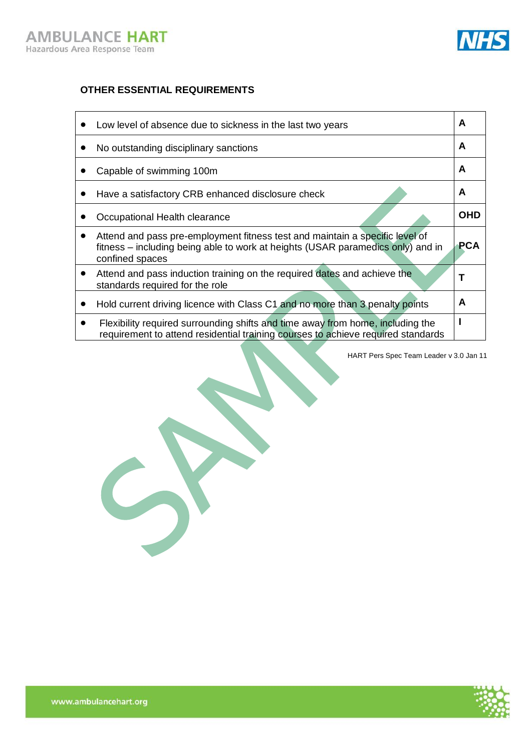## OTHER ESSENTIAL REQUIREMENTS

| | |
|---|---|
| • Low level of absence due to sickness in the last two years | **A** |
| • No outstanding disciplinary sanctions | **A** |
| • Capable of swimming 100m | **A** |
| • Have a satisfactory CRB enhanced disclosure check | **A** |
| • Occupational Health clearance | **OHD** |
| • Attend and pass pre-employment fitness test and maintain a specific level of fitness – including being able to work at heights (USAR paramedics only) and in confined spaces | **PCA** |
| • Attend and pass induction training on the required dates and achieve the standards required for the role | **T** |
| • Hold current driving licence with Class C1 and no more than 3 penalty points | **A** |
| • Flexibility required surrounding shifts and time away from home, including the requirement to attend residential training courses to achieve required standards | **I** |

HART Pers Spec Team Leader v 3.0 Jan 11